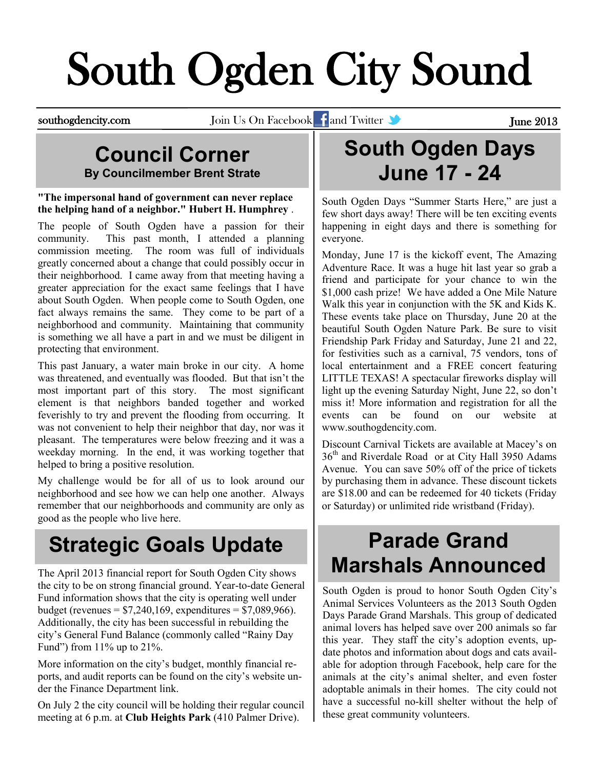# South Ogden City Sound

southogdencity.com | Join Us On Facebook and Twitter | June 2013

## Council Corner

**By Councilmember Brent Strate**

**"The impersonal hand of government can never replace the helping hand of a neighbor." Hubert H. Humphrey** .

The people of South Ogden have a passion for their community. This past month, I attended a planning commission meeting. The room was full of individuals greatly concerned about a change that could possibly occur in their neighborhood. I came away from that meeting having a greater appreciation for the exact same feelings that I have about South Ogden. When people come to South Ogden, one fact always remains the same. They come to be part of a neighborhood and community. Maintaining that community is something we all have a part in and we must be diligent in protecting that environment.

This past January, a water main broke in our city. A home was threatened, and eventually was flooded. But that isn't the most important part of this story. The most significant element is that neighbors banded together and worked feverishly to try and prevent the flooding from occurring. It was not convenient to help their neighbor that day, nor was it pleasant. The temperatures were below freezing and it was a weekday morning. In the end, it was working together that helped to bring a positive resolution.

My challenge would be for all of us to look around our neighborhood and see how we can help one another. Always remember that our neighborhoods and community are only as good as the people who live here.

## Strategic Goals Update

The April 2013 financial report for South Ogden City shows the city to be on strong financial ground. Year-to-date General Fund information shows that the city is operating well under budget (revenues = $7,240,169, expenditures = $7,089,966). Additionally, the city has been successful in rebuilding the city's General Fund Balance (commonly called "Rainy Day Fund") from 11% up to 21%.

More information on the city's budget, monthly financial reports, and audit reports can be found on the city's website under the Finance Department link.

On July 2 the city council will be holding their regular council meeting at 6 p.m. at **Club Heights Park** (410 Palmer Drive).

## South Ogden Days June 17 - 24

South Ogden Days "Summer Starts Here," are just a few short days away! There will be ten exciting events happening in eight days and there is something for everyone.

Monday, June 17 is the kickoff event, The Amazing Adventure Race. It was a huge hit last year so grab a friend and participate for your chance to win the $1,000 cash prize! We have added a One Mile Nature Walk this year in conjunction with the 5K and Kids K. These events take place on Thursday, June 20 at the beautiful South Ogden Nature Park. Be sure to visit Friendship Park Friday and Saturday, June 21 and 22, for festivities such as a carnival, 75 vendors, tons of local entertainment and a FREE concert featuring LITTLE TEXAS! A spectacular fireworks display will light up the evening Saturday Night, June 22, so don't miss it! More information and registration for all the events can be found on our website at www.southogdencity.com.

Discount Carnival Tickets are available at Macey's on 36th and Riverdale Road or at City Hall 3950 Adams Avenue. You can save 50% off of the price of tickets by purchasing them in advance. These discount tickets are $18.00 and can be redeemed for 40 tickets (Friday or Saturday) or unlimited ride wristband (Friday).

## Parade Grand Marshals Announced

South Ogden is proud to honor South Ogden City's Animal Services Volunteers as the 2013 South Ogden Days Parade Grand Marshals. This group of dedicated animal lovers has helped save over 200 animals so far this year. They staff the city's adoption events, update photos and information about dogs and cats available for adoption through Facebook, help care for the animals at the city's animal shelter, and even foster adoptable animals in their homes. The city could not have a successful no-kill shelter without the help of these great community volunteers.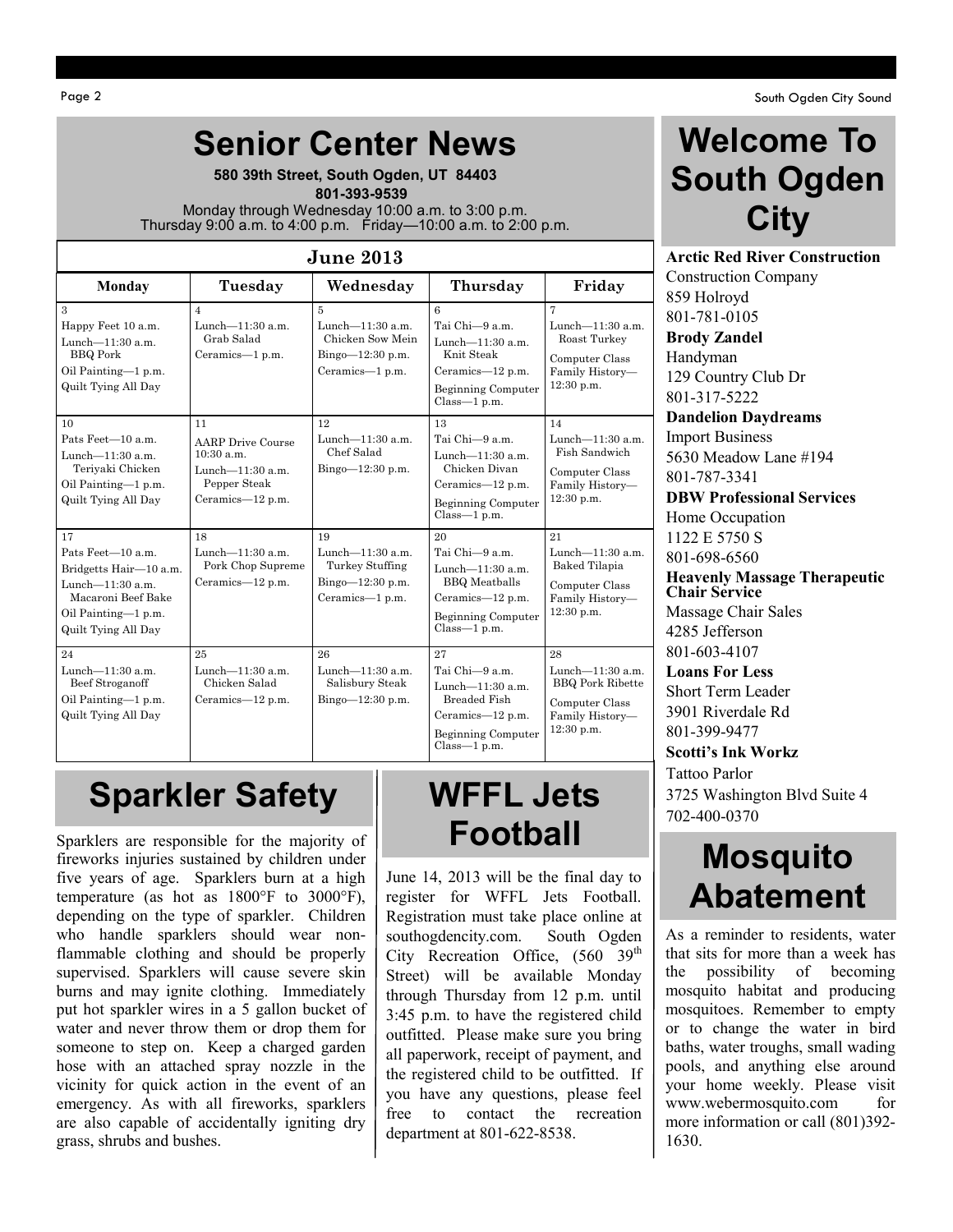# Senior Center News

**580 39th Street, South Ogden, UT 84403**
**801-393-9539**
Monday through Wednesday 10:00 a.m. to 3:00 p.m.
Thursday 9:00 a.m. to 4:00 p.m. Friday—10:00 a.m. to 2:00 p.m.

**June 2013**

| Monday | Tuesday | Wednesday | Thursday | Friday |
|---|---|---|---|---|
| 3<br>Happy Feet 10 a.m.<br>Lunch—11:30 a.m. BBQ Pork<br>Oil Painting—1 p.m.<br>Quilt Tying All Day | 4<br>Lunch—11:30 a.m. Grab Salad<br>Ceramics—1 p.m. | 5<br>Lunch—11:30 a.m. Chicken Sow Mein<br>Bingo—12:30 p.m.<br>Ceramics—1 p.m. | 6<br>Tai Chi—9 a.m.<br>Lunch—11:30 a.m. Knit Steak<br>Ceramics—12 p.m.<br>Beginning Computer Class—1 p.m. | 7<br>Lunch—11:30 a.m. Roast Turkey<br>Computer Class Family History—12:30 p.m. |
| 10<br>Pats Feet—10 a.m.<br>Lunch—11:30 a.m. Teriyaki Chicken<br>Oil Painting—1 p.m.<br>Quilt Tying All Day | 11<br>AARP Drive Course 10:30 a.m.<br>Lunch—11:30 a.m. Pepper Steak<br>Ceramics—12 p.m. | 12<br>Lunch—11:30 a.m. Chef Salad<br>Bingo—12:30 p.m. | 13<br>Tai Chi—9 a.m.<br>Lunch—11:30 a.m. Chicken Divan<br>Ceramics—12 p.m.<br>Beginning Computer Class—1 p.m. | 14<br>Lunch—11:30 a.m. Fish Sandwich<br>Computer Class Family History—12:30 p.m. |
| 17<br>Pats Feet—10 a.m.<br>Bridgetts Hair—10 a.m.<br>Lunch—11:30 a.m. Macaroni Beef Bake<br>Oil Painting—1 p.m.<br>Quilt Tying All Day | 18<br>Lunch—11:30 a.m. Pork Chop Supreme<br>Ceramics—12 p.m. | 19<br>Lunch—11:30 a.m. Turkey Stuffing<br>Bingo—12:30 p.m.<br>Ceramics—1 p.m. | 20<br>Tai Chi—9 a.m.<br>Lunch—11:30 a.m. BBQ Meatballs<br>Ceramics—12 p.m.<br>Beginning Computer Class—1 p.m. | 21<br>Lunch—11:30 a.m. Baked Tilapia<br>Computer Class Family History—12:30 p.m. |
| 24<br>Lunch—11:30 a.m. Beef Stroganoff<br>Oil Painting—1 p.m.<br>Quilt Tying All Day | 25<br>Lunch—11:30 a.m. Chicken Salad<br>Ceramics—12 p.m. | 26<br>Lunch—11:30 a.m. Salisbury Steak<br>Bingo—12:30 p.m. | 27<br>Tai Chi—9 a.m.<br>Lunch—11:30 a.m. Breaded Fish<br>Ceramics—12 p.m.<br>Beginning Computer Class—1 p.m. | 28<br>Lunch—11:30 a.m. BBQ Pork Ribette<br>Computer Class Family History—12:30 p.m. |

# Sparkler Safety

Sparklers are responsible for the majority of fireworks injuries sustained by children under five years of age. Sparklers burn at a high temperature (as hot as 1800°F to 3000°F), depending on the type of sparkler. Children who handle sparklers should wear non-flammable clothing and should be properly supervised. Sparklers will cause severe skin burns and may ignite clothing. Immediately put hot sparkler wires in a 5 gallon bucket of water and never throw them or drop them for someone to step on. Keep a charged garden hose with an attached spray nozzle in the vicinity for quick action in the event of an emergency. As with all fireworks, sparklers are also capable of accidentally igniting dry grass, shrubs and bushes.

# WFFL Jets Football

June 14, 2013 will be the final day to register for WFFL Jets Football. Registration must take place online at southogdencity.com. South Ogden City Recreation Office, (560 39th Street) will be available Monday through Thursday from 12 p.m. until 3:45 p.m. to have the registered child outfitted. Please make sure you bring all paperwork, receipt of payment, and the registered child to be outfitted. If you have any questions, please feel free to contact the recreation department at 801-622-8538.

# Welcome To South Ogden City

**Arctic Red River Construction**
Construction Company
859 Holroyd
801-781-0105

**Brody Zandel**
Handyman
129 Country Club Dr
801-317-5222

**Dandelion Daydreams**
Import Business
5630 Meadow Lane #194
801-787-3341

**DBW Professional Services**
Home Occupation
1122 E 5750 S
801-698-6560

**Heavenly Massage Therapeutic Chair Service**
Massage Chair Sales
4285 Jefferson
801-603-4107

**Loans For Less**
Short Term Leader
3901 Riverdale Rd
801-399-9477

**Scotti's Ink Workz**
Tattoo Parlor
3725 Washington Blvd Suite 4
702-400-0370

# Mosquito Abatement

As a reminder to residents, water that sits for more than a week has the possibility of becoming mosquito habitat and producing mosquitoes. Remember to empty or to change the water in bird baths, water troughs, small wading pools, and anything else around your home weekly. Please visit www.webermosquito.com for more information or call (801)392-1630.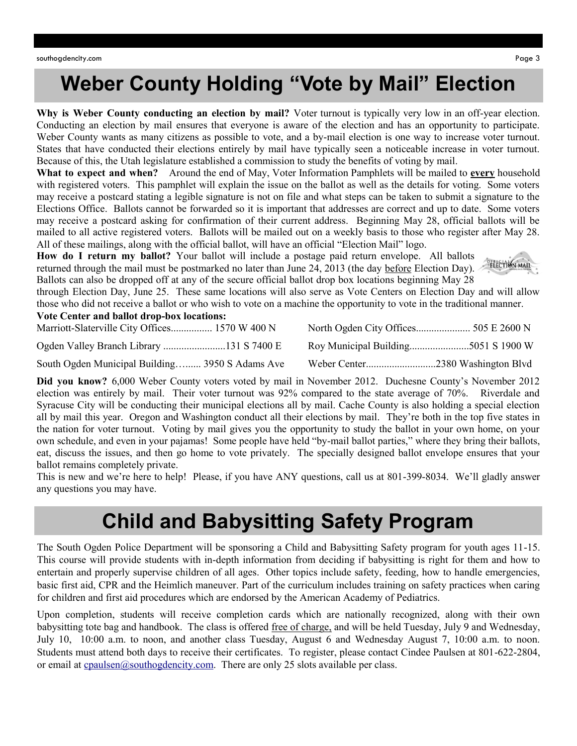# Weber County Holding "Vote by Mail" Election

**Why is Weber County conducting an election by mail?** Voter turnout is typically very low in an off-year election. Conducting an election by mail ensures that everyone is aware of the election and has an opportunity to participate. Weber County wants as many citizens as possible to vote, and a by-mail election is one way to increase voter turnout. States that have conducted their elections entirely by mail have typically seen a noticeable increase in voter turnout. Because of this, the Utah legislature established a commission to study the benefits of voting by mail.

**What to expect and when?** Around the end of May, Voter Information Pamphlets will be mailed to **every** household with registered voters. This pamphlet will explain the issue on the ballot as well as the details for voting. Some voters may receive a postcard stating a legible signature is not on file and what steps can be taken to submit a signature to the Elections Office. Ballots cannot be forwarded so it is important that addresses are correct and up to date. Some voters may receive a postcard asking for confirmation of their current address. Beginning May 28, official ballots will be mailed to all active registered voters. Ballots will be mailed out on a weekly basis to those who register after May 28. All of these mailings, along with the official ballot, will have an official "Election Mail" logo.

**How do I return my ballot?** Your ballot will include a postage paid return envelope. All ballots returned through the mail must be postmarked no later than June 24, 2013 (the day before Election Day). Ballots can also be dropped off at any of the secure official ballot drop box locations beginning May 28 through Election Day, June 25. These same locations will also serve as Vote Centers on Election Day and will allow those who did not receive a ballot or who wish to vote on a machine the opportunity to vote in the traditional manner.

**Vote Center and ballot drop-box locations:**

- Marriott-Slaterville City Offices................ 1570 W 400 N
- Ogden Valley Branch Library ........................131 S 7400 E
- South Ogden Municipal Building…...... 3950 S Adams Ave
- North Ogden City Offices..................... 505 E 2600 N
- Roy Municipal Building.......................5051 S 1900 W
- Weber Center...........................2380 Washington Blvd

**Did you know?** 6,000 Weber County voters voted by mail in November 2012. Duchesne County's November 2012 election was entirely by mail. Their voter turnout was 92% compared to the state average of 70%. Riverdale and Syracuse City will be conducting their municipal elections all by mail. Cache County is also holding a special election all by mail this year. Oregon and Washington conduct all their elections by mail. They're both in the top five states in the nation for voter turnout. Voting by mail gives you the opportunity to study the ballot in your own home, on your own schedule, and even in your pajamas! Some people have held "by-mail ballot parties," where they bring their ballots, eat, discuss the issues, and then go home to vote privately. The specially designed ballot envelope ensures that your ballot remains completely private.

This is new and we're here to help! Please, if you have ANY questions, call us at 801-399-8034. We'll gladly answer any questions you may have.

# Child and Babysitting Safety Program

The South Ogden Police Department will be sponsoring a Child and Babysitting Safety program for youth ages 11-15. This course will provide students with in-depth information from deciding if babysitting is right for them and how to entertain and properly supervise children of all ages. Other topics include safety, feeding, how to handle emergencies, basic first aid, CPR and the Heimlich maneuver. Part of the curriculum includes training on safety practices when caring for children and first aid procedures which are endorsed by the American Academy of Pediatrics.

Upon completion, students will receive completion cards which are nationally recognized, along with their own babysitting tote bag and handbook. The class is offered free of charge, and will be held Tuesday, July 9 and Wednesday, July 10, 10:00 a.m. to noon, and another class Tuesday, August 6 and Wednesday August 7, 10:00 a.m. to noon. Students must attend both days to receive their certificates. To register, please contact Cindee Paulsen at 801-622-2804, or email at cpaulsen@southogdencity.com. There are only 25 slots available per class.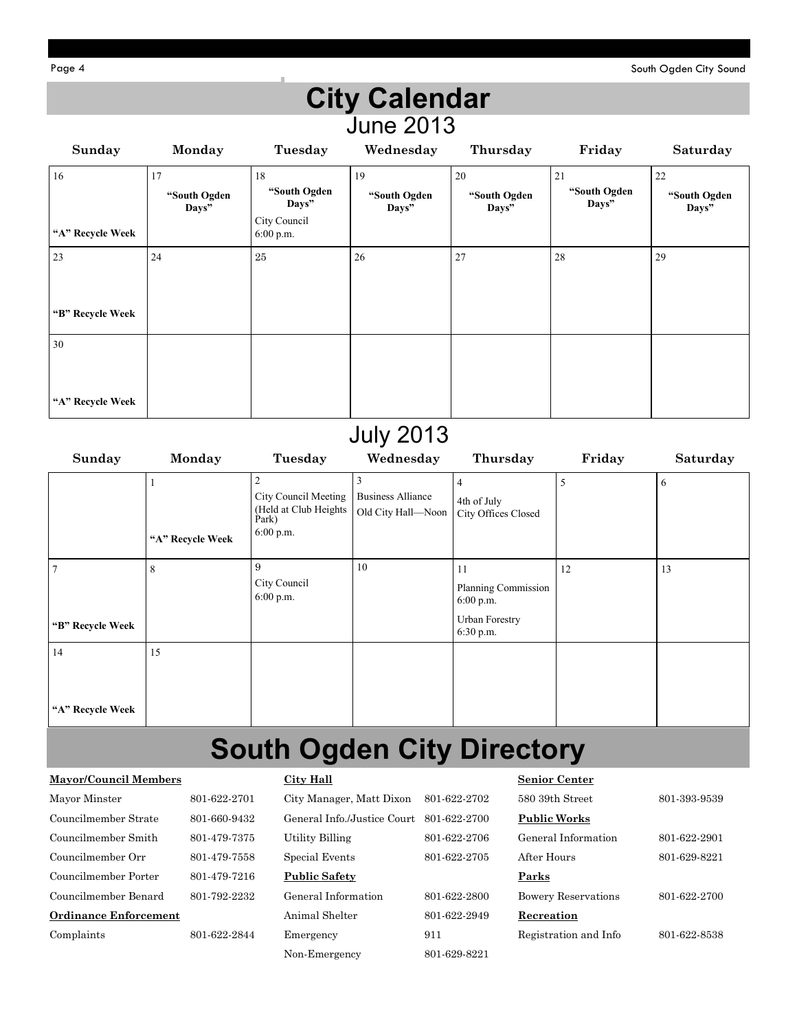# City Calendar

## June 2013

| Sunday | Monday | Tuesday | Wednesday | Thursday | Friday | Saturday |
|---|---|---|---|---|---|---|
| 16<br><br>**"A" Recycle Week** | 17<br>**"South Ogden Days"** | 18<br>**"South Ogden Days"**<br>City Council<br>6:00 p.m. | 19<br>**"South Ogden Days"** | 20<br>**"South Ogden Days"** | 21<br>**"South Ogden Days"** | 22<br>**"South Ogden Days"** |
| 23<br><br>**"B" Recycle Week** | 24 | 25 | 26 | 27 | 28 | 29 |
| 30<br><br>**"A" Recycle Week** | | | | | | |

## July 2013

| Sunday | Monday | Tuesday | Wednesday | Thursday | Friday | Saturday |
|---|---|---|---|---|---|---|
| | 1<br><br>**"A" Recycle Week** | 2<br>City Council Meeting (Held at Club Heights Park)<br>6:00 p.m. | 3<br>Business Alliance<br>Old City Hall—Noon | 4<br>4th of July<br>City Offices Closed | 5 | 6 |
| 7<br><br>**"B" Recycle Week** | 8 | 9<br>City Council<br>6:00 p.m. | 10 | 11<br>Planning Commission<br>6:00 p.m.<br>Urban Forestry<br>6:30 p.m. | 12 | 13 |
| 14<br><br>**"A" Recycle Week** | 15 | | | | | |

# South Ogden City Directory

| | |
|---|---|
| **Mayor/Council Members** | |
| Mayor Minster | 801-622-2701 |
| Councilmember Strate | 801-660-9432 |
| Councilmember Smith | 801-479-7375 |
| Councilmember Orr | 801-479-7558 |
| Councilmember Porter | 801-479-7216 |
| Councilmember Benard | 801-792-2232 |
| **Ordinance Enforcement** | |
| Complaints | 801-622-2844 |

| | |
|---|---|
| **City Hall** | |
| City Manager, Matt Dixon | 801-622-2702 |
| General Info./Justice Court | 801-622-2700 |
| Utility Billing | 801-622-2706 |
| Special Events | 801-622-2705 |
| **Public Safety** | |
| General Information | 801-622-2800 |
| Animal Shelter | 801-622-2949 |
| Emergency | 911 |
| Non-Emergency | 801-629-8221 |

| | |
|---|---|
| **Senior Center** | |
| 580 39th Street | 801-393-9539 |
| **Public Works** | |
| General Information | 801-622-2901 |
| After Hours | 801-629-8221 |
| **Parks** | |
| Bowery Reservations | 801-622-2700 |
| **Recreation** | |
| Registration and Info | 801-622-8538 |